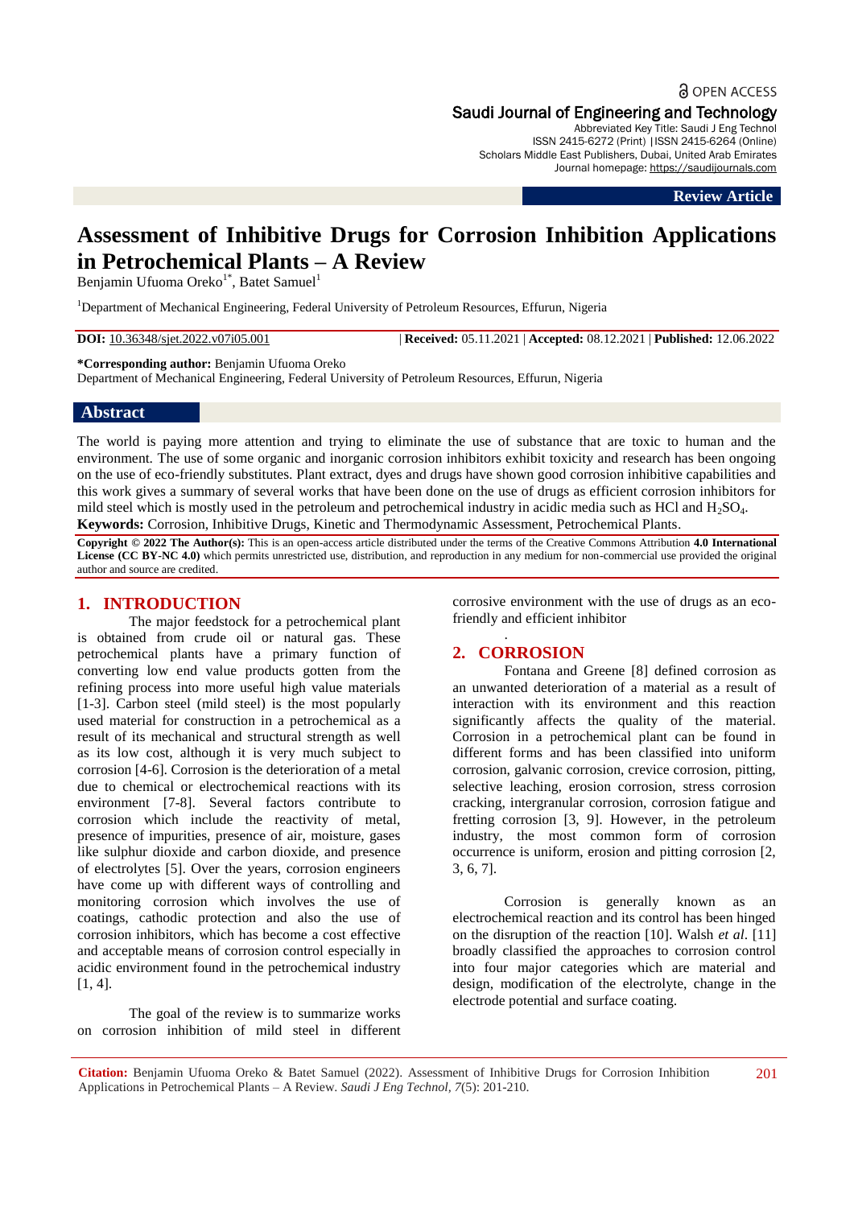# Assessment of Inhibitive Drugs for Corrosion Inhibition Applications in Petrochemical Plants – A Review

Benjamin Ufuoma Oreko[1*], Batet Samuel[1]

[1]Department of Mechanical Engineering, Federal University of Petroleum Resources, Effurun, Nigeria

**DOI:** 10.36348/sjet.2022.v07i05.001 | **Received:** 05.11.2021 | **Accepted:** 08.12.2021 | **Published:** 12.06.2022

**\*Corresponding author:** Benjamin Ufuoma Oreko
Department of Mechanical Engineering, Federal University of Petroleum Resources, Effurun, Nigeria

## Abstract

The world is paying more attention and trying to eliminate the use of substance that are toxic to human and the environment. The use of some organic and inorganic corrosion inhibitors exhibit toxicity and research has been ongoing on the use of eco-friendly substitutes. Plant extract, dyes and drugs have shown good corrosion inhibitive capabilities and this work gives a summary of several works that have been done on the use of drugs as efficient corrosion inhibitors for mild steel which is mostly used in the petroleum and petrochemical industry in acidic media such as HCl and $H_2SO_4$.

**Keywords:** Corrosion, Inhibitive Drugs, Kinetic and Thermodynamic Assessment, Petrochemical Plants.

**Copyright © 2022 The Author(s):** This is an open-access article distributed under the terms of the Creative Commons Attribution **4.0 International License (CC BY-NC 4.0)** which permits unrestricted use, distribution, and reproduction in any medium for non-commercial use provided the original author and source are credited.

## 1. INTRODUCTION

The major feedstock for a petrochemical plant is obtained from crude oil or natural gas. These petrochemical plants have a primary function of converting low end value products gotten from the refining process into more useful high value materials [1-3]. Carbon steel (mild steel) is the most popularly used material for construction in a petrochemical as a result of its mechanical and structural strength as well as its low cost, although it is very much subject to corrosion [4-6]. Corrosion is the deterioration of a metal due to chemical or electrochemical reactions with its environment [7-8]. Several factors contribute to corrosion which include the reactivity of metal, presence of impurities, presence of air, moisture, gases like sulphur dioxide and carbon dioxide, and presence of electrolytes [5]. Over the years, corrosion engineers have come up with different ways of controlling and monitoring corrosion which involves the use of coatings, cathodic protection and also the use of corrosion inhibitors, which has become a cost effective and acceptable means of corrosion control especially in acidic environment found in the petrochemical industry [1, 4].

The goal of the review is to summarize works on corrosion inhibition of mild steel in different corrosive environment with the use of drugs as an eco-friendly and efficient inhibitor

## 2. CORROSION

Fontana and Greene [8] defined corrosion as an unwanted deterioration of a material as a result of interaction with its environment and this reaction significantly affects the quality of the material. Corrosion in a petrochemical plant can be found in different forms and has been classified into uniform corrosion, galvanic corrosion, crevice corrosion, pitting, selective leaching, erosion corrosion, stress corrosion cracking, intergranular corrosion, corrosion fatigue and fretting corrosion [3, 9]. However, in the petroleum industry, the most common form of corrosion occurrence is uniform, erosion and pitting corrosion [2, 3, 6, 7].

Corrosion is generally known as an electrochemical reaction and its control has been hinged on the disruption of the reaction [10]. Walsh *et al.* [11] broadly classified the approaches to corrosion control into four major categories which are material and design, modification of the electrolyte, change in the electrode potential and surface coating.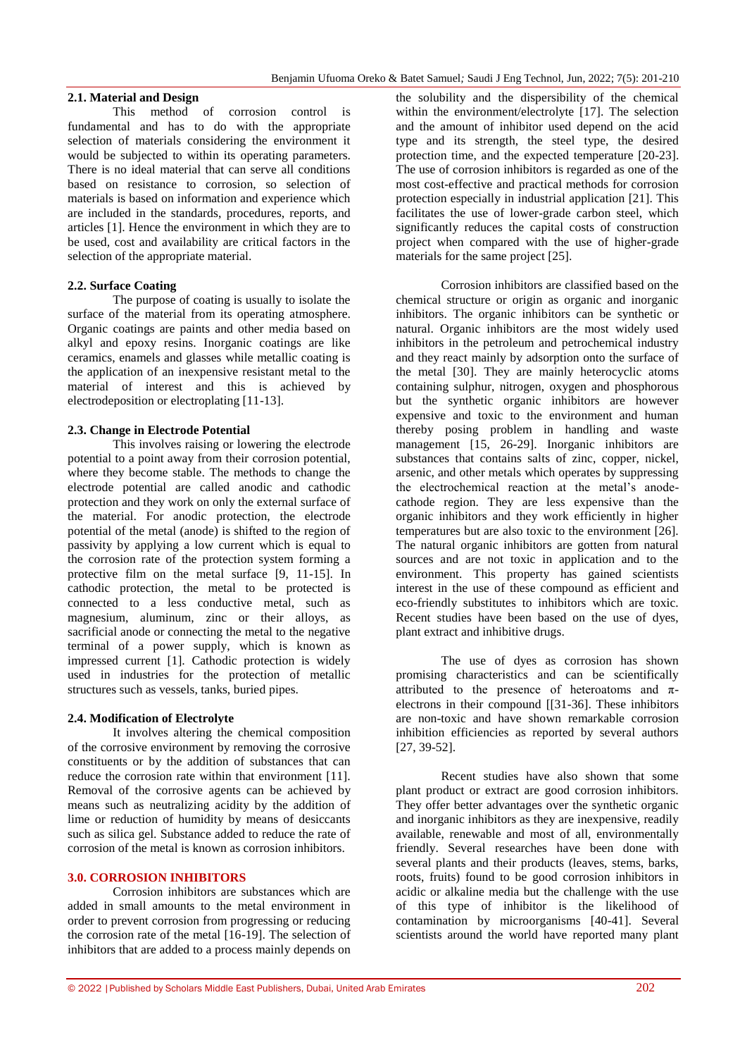### 2.1. Material and Design

This method of corrosion control is fundamental and has to do with the appropriate selection of materials considering the environment it would be subjected to within its operating parameters. There is no ideal material that can serve all conditions based on resistance to corrosion, so selection of materials is based on information and experience which are included in the standards, procedures, reports, and articles [1]. Hence the environment in which they are to be used, cost and availability are critical factors in the selection of the appropriate material.

### 2.2. Surface Coating

The purpose of coating is usually to isolate the surface of the material from its operating atmosphere. Organic coatings are paints and other media based on alkyl and epoxy resins. Inorganic coatings are like ceramics, enamels and glasses while metallic coating is the application of an inexpensive resistant metal to the material of interest and this is achieved by electrodeposition or electroplating [11-13].

### 2.3. Change in Electrode Potential

This involves raising or lowering the electrode potential to a point away from their corrosion potential, where they become stable. The methods to change the electrode potential are called anodic and cathodic protection and they work on only the external surface of the material. For anodic protection, the electrode potential of the metal (anode) is shifted to the region of passivity by applying a low current which is equal to the corrosion rate of the protection system forming a protective film on the metal surface [9, 11-15]. In cathodic protection, the metal to be protected is connected to a less conductive metal, such as magnesium, aluminum, zinc or their alloys, as sacrificial anode or connecting the metal to the negative terminal of a power supply, which is known as impressed current [1]. Cathodic protection is widely used in industries for the protection of metallic structures such as vessels, tanks, buried pipes.

### 2.4. Modification of Electrolyte

It involves altering the chemical composition of the corrosive environment by removing the corrosive constituents or by the addition of substances that can reduce the corrosion rate within that environment [11]. Removal of the corrosive agents can be achieved by means such as neutralizing acidity by the addition of lime or reduction of humidity by means of desiccants such as silica gel. Substance added to reduce the rate of corrosion of the metal is known as corrosion inhibitors.

## 3.0. CORROSION INHIBITORS

Corrosion inhibitors are substances which are added in small amounts to the metal environment in order to prevent corrosion from progressing or reducing the corrosion rate of the metal [16-19]. The selection of inhibitors that are added to a process mainly depends on the solubility and the dispersibility of the chemical within the environment/electrolyte [17]. The selection and the amount of inhibitor used depend on the acid type and its strength, the steel type, the desired protection time, and the expected temperature [20-23]. The use of corrosion inhibitors is regarded as one of the most cost-effective and practical methods for corrosion protection especially in industrial application [21]. This facilitates the use of lower-grade carbon steel, which significantly reduces the capital costs of construction project when compared with the use of higher-grade materials for the same project [25].

Corrosion inhibitors are classified based on the chemical structure or origin as organic and inorganic inhibitors. The organic inhibitors can be synthetic or natural. Organic inhibitors are the most widely used inhibitors in the petroleum and petrochemical industry and they react mainly by adsorption onto the surface of the metal [30]. They are mainly heterocyclic atoms containing sulphur, nitrogen, oxygen and phosphorous but the synthetic organic inhibitors are however expensive and toxic to the environment and human thereby posing problem in handling and waste management [15, 26-29]. Inorganic inhibitors are substances that contains salts of zinc, copper, nickel, arsenic, and other metals which operates by suppressing the electrochemical reaction at the metal's anode-cathode region. They are less expensive than the organic inhibitors and they work efficiently in higher temperatures but are also toxic to the environment [26]. The natural organic inhibitors are gotten from natural sources and are not toxic in application and to the environment. This property has gained scientists interest in the use of these compound as efficient and eco-friendly substitutes to inhibitors which are toxic. Recent studies have been based on the use of dyes, plant extract and inhibitive drugs.

The use of dyes as corrosion has shown promising characteristics and can be scientifically attributed to the presence of heteroatoms and π-electrons in their compound [[31-36]. These inhibitors are non-toxic and have shown remarkable corrosion inhibition efficiencies as reported by several authors [27, 39-52].

Recent studies have also shown that some plant product or extract are good corrosion inhibitors. They offer better advantages over the synthetic organic and inorganic inhibitors as they are inexpensive, readily available, renewable and most of all, environmentally friendly. Several researches have been done with several plants and their products (leaves, stems, barks, roots, fruits) found to be good corrosion inhibitors in acidic or alkaline media but the challenge with the use of this type of inhibitor is the likelihood of contamination by microorganisms [40-41]. Several scientists around the world have reported many plant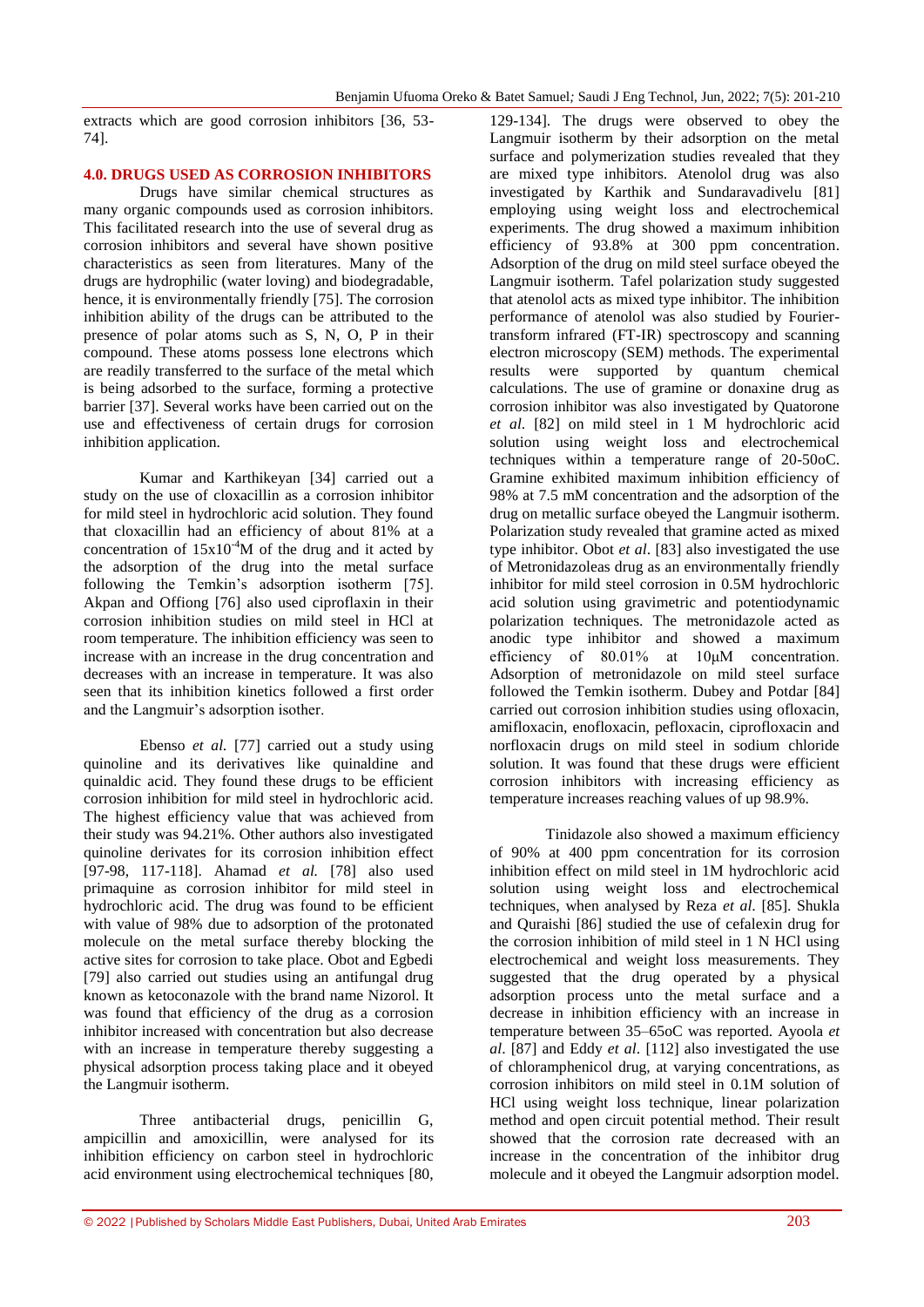extracts which are good corrosion inhibitors [36, 53-74].

## 4.0. DRUGS USED AS CORROSION INHIBITORS

Drugs have similar chemical structures as many organic compounds used as corrosion inhibitors. This facilitated research into the use of several drug as corrosion inhibitors and several have shown positive characteristics as seen from literatures. Many of the drugs are hydrophilic (water loving) and biodegradable, hence, it is environmentally friendly [75]. The corrosion inhibition ability of the drugs can be attributed to the presence of polar atoms such as S, N, O, P in their compound. These atoms possess lone electrons which are readily transferred to the surface of the metal which is being adsorbed to the surface, forming a protective barrier [37]. Several works have been carried out on the use and effectiveness of certain drugs for corrosion inhibition application.

Kumar and Karthikeyan [34] carried out a study on the use of cloxacillin as a corrosion inhibitor for mild steel in hydrochloric acid solution. They found that cloxacillin had an efficiency of about 81% at a concentration of $15x10^{-4}$M of the drug and it acted by the adsorption of the drug into the metal surface following the Temkin's adsorption isotherm [75]. Akpan and Offiong [76] also used ciproflaxin in their corrosion inhibition studies on mild steel in HCl at room temperature. The inhibition efficiency was seen to increase with an increase in the drug concentration and decreases with an increase in temperature. It was also seen that its inhibition kinetics followed a first order and the Langmuir's adsorption isother.

Ebenso *et al.* [77] carried out a study using quinoline and its derivatives like quinaldine and quinaldic acid. They found these drugs to be efficient corrosion inhibition for mild steel in hydrochloric acid. The highest efficiency value that was achieved from their study was 94.21%. Other authors also investigated quinoline derivates for its corrosion inhibition effect [97-98, 117-118]. Ahamad *et al.* [78] also used primaquine as corrosion inhibitor for mild steel in hydrochloric acid. The drug was found to be efficient with value of 98% due to adsorption of the protonated molecule on the metal surface thereby blocking the active sites for corrosion to take place. Obot and Egbedi [79] also carried out studies using an antifungal drug known as ketoconazole with the brand name Nizorol. It was found that efficiency of the drug as a corrosion inhibitor increased with concentration but also decrease with an increase in temperature thereby suggesting a physical adsorption process taking place and it obeyed the Langmuir isotherm.

Three antibacterial drugs, penicillin G, ampicillin and amoxicillin, were analysed for its inhibition efficiency on carbon steel in hydrochloric acid environment using electrochemical techniques [80, 129-134]. The drugs were observed to obey the Langmuir isotherm by their adsorption on the metal surface and polymerization studies revealed that they are mixed type inhibitors. Atenolol drug was also investigated by Karthik and Sundaravadivelu [81] employing using weight loss and electrochemical experiments. The drug showed a maximum inhibition efficiency of 93.8% at 300 ppm concentration. Adsorption of the drug on mild steel surface obeyed the Langmuir isotherm. Tafel polarization study suggested that atenolol acts as mixed type inhibitor. The inhibition performance of atenolol was also studied by Fourier-transform infrared (FT-IR) spectroscopy and scanning electron microscopy (SEM) methods. The experimental results were supported by quantum chemical calculations. The use of gramine or donaxine drug as corrosion inhibitor was also investigated by Quatorone *et al*. [82] on mild steel in 1 M hydrochloric acid solution using weight loss and electrochemical techniques within a temperature range of 20-50oC. Gramine exhibited maximum inhibition efficiency of 98% at 7.5 mM concentration and the adsorption of the drug on metallic surface obeyed the Langmuir isotherm. Polarization study revealed that gramine acted as mixed type inhibitor. Obot *et al*. [83] also investigated the use of Metronidazoleas drug as an environmentally friendly inhibitor for mild steel corrosion in 0.5M hydrochloric acid solution using gravimetric and potentiodynamic polarization techniques. The metronidazole acted as anodic type inhibitor and showed a maximum efficiency of 80.01% at 10μM concentration. Adsorption of metronidazole on mild steel surface followed the Temkin isotherm. Dubey and Potdar [84] carried out corrosion inhibition studies using ofloxacin, amifloxacin, enofloxacin, pefloxacin, ciprofloxacin and norfloxacin drugs on mild steel in sodium chloride solution. It was found that these drugs were efficient corrosion inhibitors with increasing efficiency as temperature increases reaching values of up 98.9%.

Tinidazole also showed a maximum efficiency of 90% at 400 ppm concentration for its corrosion inhibition effect on mild steel in 1M hydrochloric acid solution using weight loss and electrochemical techniques, when analysed by Reza *et al*. [85]. Shukla and Quraishi [86] studied the use of cefalexin drug for the corrosion inhibition of mild steel in 1 N HCl using electrochemical and weight loss measurements. They suggested that the drug operated by a physical adsorption process unto the metal surface and a decrease in inhibition efficiency with an increase in temperature between 35–65oC was reported. Ayoola *et al*. [87] and Eddy *et al*. [112] also investigated the use of chloramphenicol drug, at varying concentrations, as corrosion inhibitors on mild steel in 0.1M solution of HCl using weight loss technique, linear polarization method and open circuit potential method. Their result showed that the corrosion rate decreased with an increase in the concentration of the inhibitor drug molecule and it obeyed the Langmuir adsorption model.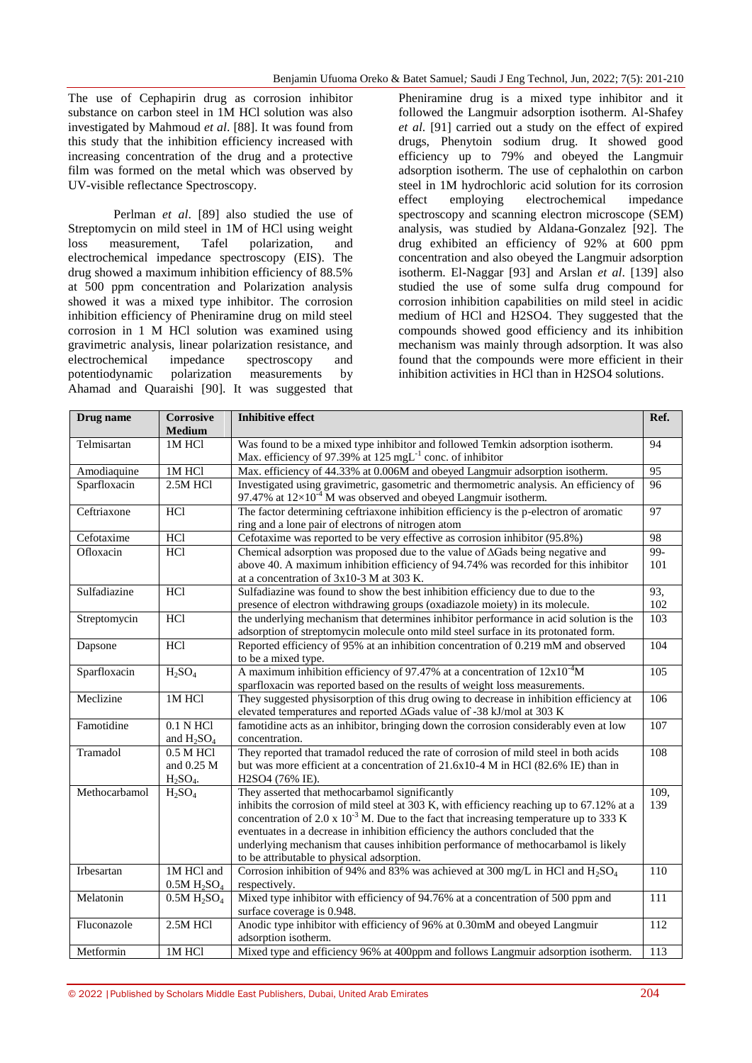The use of Cephapirin drug as corrosion inhibitor substance on carbon steel in 1M HCl solution was also investigated by Mahmoud *et al*. [88]. It was found from this study that the inhibition efficiency increased with increasing concentration of the drug and a protective film was formed on the metal which was observed by UV-visible reflectance Spectroscopy.

Perlman *et al*. [89] also studied the use of Streptomycin on mild steel in 1M of HCl using weight loss measurement, Tafel polarization, and electrochemical impedance spectroscopy (EIS). The drug showed a maximum inhibition efficiency of 88.5% at 500 ppm concentration and Polarization analysis showed it was a mixed type inhibitor. The corrosion inhibition efficiency of Pheniramine drug on mild steel corrosion in 1 M HCl solution was examined using gravimetric analysis, linear polarization resistance, and electrochemical impedance spectroscopy and potentiodynamic polarization measurements by Ahamad and Quaraishi [90]. It was suggested that Pheniramine drug is a mixed type inhibitor and it followed the Langmuir adsorption isotherm. Al-Shafey *et al*. [91] carried out a study on the effect of expired drugs, Phenytoin sodium drug. It showed good efficiency up to 79% and obeyed the Langmuir adsorption isotherm. The use of cephalothin on carbon steel in 1M hydrochloric acid solution for its corrosion effect employing electrochemical impedance spectroscopy and scanning electron microscope (SEM) analysis, was studied by Aldana-Gonzalez [92]. The drug exhibited an efficiency of 92% at 600 ppm concentration and also obeyed the Langmuir adsorption isotherm. El-Naggar [93] and Arslan *et al*. [139] also studied the use of some sulfa drug compound for corrosion inhibition capabilities on mild steel in acidic medium of HCl and H2SO4. They suggested that the compounds showed good efficiency and its inhibition mechanism was mainly through adsorption. It was also found that the compounds were more efficient in their inhibition activities in HCl than in H2SO4 solutions.

| Drug name | Corrosive Medium | Inhibitive effect | Ref. |
|---|---|---|---|
| Telmisartan | 1M HCl | Was found to be a mixed type inhibitor and followed Temkin adsorption isotherm. Max. efficiency of 97.39% at 125 $mgL^{-1}$ conc. of inhibitor | 94 |
| Amodiaquine | 1M HCl | Max. efficiency of 44.33% at 0.006M and obeyed Langmuir adsorption isotherm. | 95 |
| Sparfloxacin | 2.5M HCl | Investigated using gravimetric, gasometric and thermometric analysis. An efficiency of 97.47% at $12\times10^{-4}$ M was observed and obeyed Langmuir isotherm. | 96 |
| Ceftriaxone | HCl | The factor determining ceftriaxone inhibition efficiency is the p-electron of aromatic ring and a lone pair of electrons of nitrogen atom | 97 |
| Cefotaxime | HCl | Cefotaxime was reported to be very effective as corrosion inhibitor (95.8%) | 98 |
| Ofloxacin | HCl | Chemical adsorption was proposed due to the value of ΔGads being negative and above 40. A maximum inhibition efficiency of 94.74% was recorded for this inhibitor at a concentration of 3x10-3 M at 303 K. | 99-101 |
| Sulfadiazine | HCl | Sulfadiazine was found to show the best inhibition efficiency due to due to the presence of electron withdrawing groups (oxadiazole moiety) in its molecule. | 93, 102 |
| Streptomycin | HCl | the underlying mechanism that determines inhibitor performance in acid solution is the adsorption of streptomycin molecule onto mild steel surface in its protonated form. | 103 |
| Dapsone | HCl | Reported efficiency of 95% at an inhibition concentration of 0.219 mM and observed to be a mixed type. | 104 |
| Sparfloxacin | $H_2SO_4$ | A maximum inhibition efficiency of 97.47% at a concentration of $12\times10^{-4}$M sparfloxacin was reported based on the results of weight loss measurements. | 105 |
| Meclizine | 1M HCl | They suggested physisorption of this drug owing to decrease in inhibition efficiency at elevated temperatures and reported ΔGads value of -38 kJ/mol at 303 K | 106 |
| Famotidine | 0.1 N HCl and $H_2SO_4$ | famotidine acts as an inhibitor, bringing down the corrosion considerably even at low concentration. | 107 |
| Tramadol | 0.5 M HCl and 0.25 M $H_2SO_4$. | They reported that tramadol reduced the rate of corrosion of mild steel in both acids but was more efficient at a concentration of 21.6x10-4 M in HCl (82.6% IE) than in H2SO4 (76% IE). | 108 |
| Methocarbamol | $H_2SO_4$ | They asserted that methocarbamol significantly inhibits the corrosion of mild steel at 303 K, with efficiency reaching up to 67.12% at a concentration of $2.0\times10^{-3}$ M. Due to the fact that increasing temperature up to 333 K eventuates in a decrease in inhibition efficiency the authors concluded that the underlying mechanism that causes inhibition performance of methocarbamol is likely to be attributable to physical adsorption. | 109, 139 |
| Irbesartan | 1M HCl and 0.5M $H_2SO_4$ | Corrosion inhibition of 94% and 83% was achieved at 300 mg/L in HCl and $H_2SO_4$ respectively. | 110 |
| Melatonin | 0.5M $H_2SO_4$ | Mixed type inhibitor with efficiency of 94.76% at a concentration of 500 ppm and surface coverage is 0.948. | 111 |
| Fluconazole | 2.5M HCl | Anodic type inhibitor with efficiency of 96% at 0.30mM and obeyed Langmuir adsorption isotherm. | 112 |
| Metformin | 1M HCl | Mixed type and efficiency 96% at 400ppm and follows Langmuir adsorption isotherm. | 113 |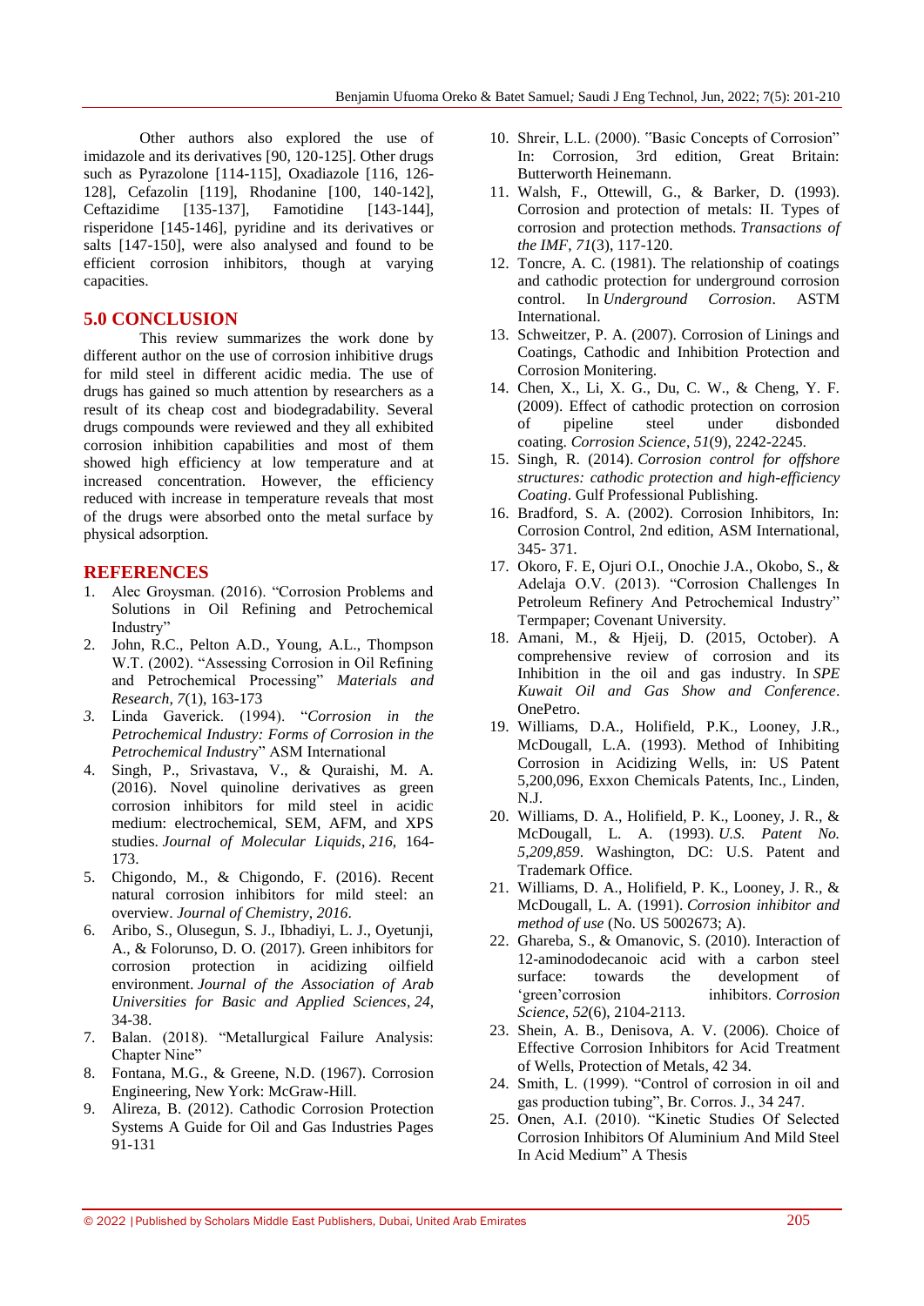Other authors also explored the use of imidazole and its derivatives [90, 120-125]. Other drugs such as Pyrazolone [114-115], Oxadiazole [116, 126-128], Cefazolin [119], Rhodanine [100, 140-142], Ceftazidime [135-137], Famotidine [143-144], risperidone [145-146], pyridine and its derivatives or salts [147-150], were also analysed and found to be efficient corrosion inhibitors, though at varying capacities.

## 5.0 CONCLUSION

This review summarizes the work done by different author on the use of corrosion inhibitive drugs for mild steel in different acidic media. The use of drugs has gained so much attention by researchers as a result of its cheap cost and biodegradability. Several drugs compounds were reviewed and they all exhibited corrosion inhibition capabilities and most of them showed high efficiency at low temperature and at increased concentration. However, the efficiency reduced with increase in temperature reveals that most of the drugs were absorbed onto the metal surface by physical adsorption.

## REFERENCES

1. Alec Groysman. (2016). "Corrosion Problems and Solutions in Oil Refining and Petrochemical Industry"
2. John, R.C., Pelton A.D., Young, A.L., Thompson W.T. (2002). "Assessing Corrosion in Oil Refining and Petrochemical Processing" *Materials and Research, 7*(1), 163-173
3. Linda Gaverick. (1994). "*Corrosion in the Petrochemical Industry: Forms of Corrosion in the Petrochemical Industr*y" ASM International
4. Singh, P., Srivastava, V., & Quraishi, M. A. (2016). Novel quinoline derivatives as green corrosion inhibitors for mild steel in acidic medium: electrochemical, SEM, AFM, and XPS studies. *Journal of Molecular Liquids*, *216*, 164-173.
5. Chigondo, M., & Chigondo, F. (2016). Recent natural corrosion inhibitors for mild steel: an overview. *Journal of Chemistry*, *2016*.
6. Aribo, S., Olusegun, S. J., Ibhadiyi, L. J., Oyetunji, A., & Folorunso, D. O. (2017). Green inhibitors for corrosion protection in acidizing oilfield environment. *Journal of the Association of Arab Universities for Basic and Applied Sciences*, *24*, 34-38.
7. Balan. (2018). "Metallurgical Failure Analysis: Chapter Nine"
8. Fontana, M.G., & Greene, N.D. (1967). Corrosion Engineering, New York: McGraw-Hill.
9. Alireza, B. (2012). Cathodic Corrosion Protection Systems A Guide for Oil and Gas Industries Pages 91-131
10. Shreir, L.L. (2000). "Basic Concepts of Corrosion" In: Corrosion, 3rd edition, Great Britain: Butterworth Heinemann.
11. Walsh, F., Ottewill, G., & Barker, D. (1993). Corrosion and protection of metals: II. Types of corrosion and protection methods. *Transactions of the IMF*, *71*(3), 117-120.
12. Toncre, A. C. (1981). The relationship of coatings and cathodic protection for underground corrosion control. In *Underground Corrosion*. ASTM International.
13. Schweitzer, P. A. (2007). Corrosion of Linings and Coatings, Cathodic and Inhibition Protection and Corrosion Monitering.
14. Chen, X., Li, X. G., Du, C. W., & Cheng, Y. F. (2009). Effect of cathodic protection on corrosion of pipeline steel under disbonded coating. *Corrosion Science*, *51*(9), 2242-2245.
15. Singh, R. (2014). *Corrosion control for offshore structures: cathodic protection and high-efficiency Coating*. Gulf Professional Publishing.
16. Bradford, S. A. (2002). Corrosion Inhibitors, In: Corrosion Control, 2nd edition, ASM International, 345- 371.
17. Okoro, F. E, Ojuri O.I., Onochie J.A., Okobo, S., & Adelaja O.V. (2013). "Corrosion Challenges In Petroleum Refinery And Petrochemical Industry" Termpaper; Covenant University.
18. Amani, M., & Hjeij, D. (2015, October). A comprehensive review of corrosion and its Inhibition in the oil and gas industry. In *SPE Kuwait Oil and Gas Show and Conference*. OnePetro.
19. Williams, D.A., Holifield, P.K., Looney, J.R., McDougall, L.A. (1993). Method of Inhibiting Corrosion in Acidizing Wells, in: US Patent 5,200,096, Exxon Chemicals Patents, Inc., Linden, N.J.
20. Williams, D. A., Holifield, P. K., Looney, J. R., & McDougall, L. A. (1993). *U.S. Patent No. 5,209,859*. Washington, DC: U.S. Patent and Trademark Office.
21. Williams, D. A., Holifield, P. K., Looney, J. R., & McDougall, L. A. (1991). *Corrosion inhibitor and method of use* (No. US 5002673; A).
22. Ghareba, S., & Omanovic, S. (2010). Interaction of 12-aminododecanoic acid with a carbon steel surface: towards the development of 'green'corrosion inhibitors. *Corrosion Science*, *52*(6), 2104-2113.
23. Shein, A. B., Denisova, A. V. (2006). Choice of Effective Corrosion Inhibitors for Acid Treatment of Wells, Protection of Metals, 42 34.
24. Smith, L. (1999). "Control of corrosion in oil and gas production tubing", Br. Corros. J., 34 247.
25. Onen, A.I. (2010). "Kinetic Studies Of Selected Corrosion Inhibitors Of Aluminium And Mild Steel In Acid Medium" A Thesis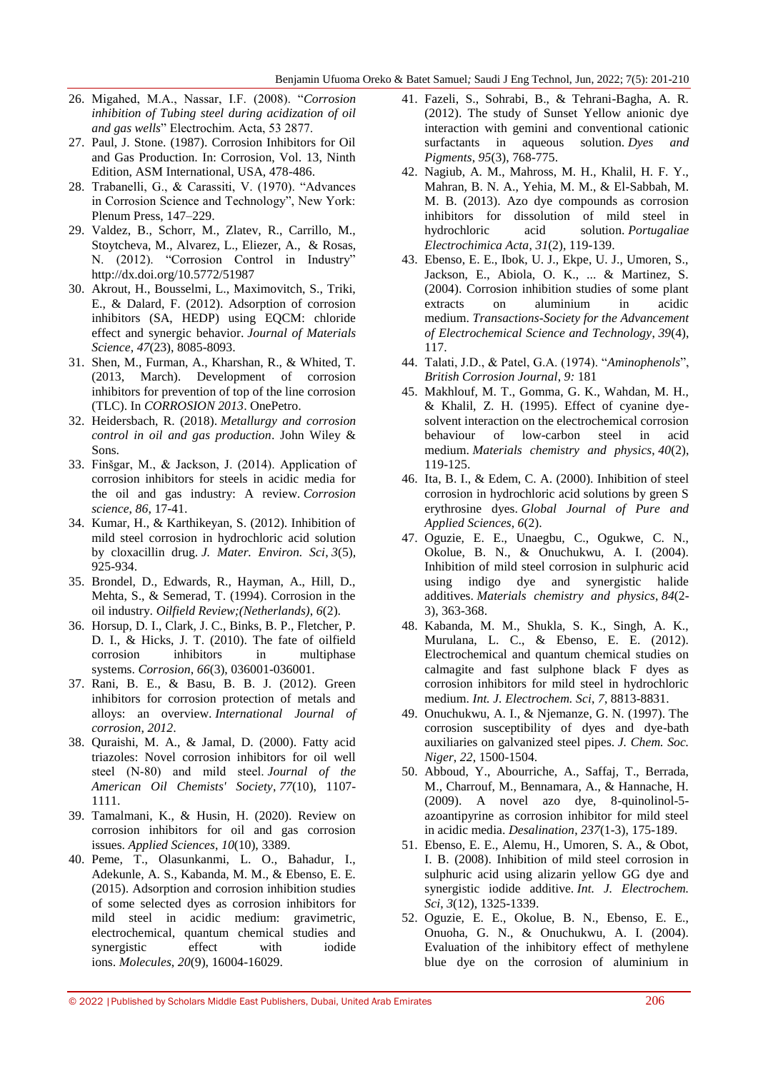26. Migahed, M.A., Nassar, I.F. (2008). "*Corrosion inhibition of Tubing steel during acidization of oil and gas wells*" Electrochim. Acta, 53 2877.
27. Paul, J. Stone. (1987). Corrosion Inhibitors for Oil and Gas Production. In: Corrosion, Vol. 13, Ninth Edition, ASM International, USA, 478-486.
28. Trabanelli, G., & Carassiti, V. (1970). "Advances in Corrosion Science and Technology", New York: Plenum Press, 147–229.
29. Valdez, B., Schorr, M., Zlatev, R., Carrillo, M., Stoytcheva, M., Alvarez, L., Eliezer, A., & Rosas, N. (2012). "Corrosion Control in Industry" http://dx.doi.org/10.5772/51987
30. Akrout, H., Bousselmi, L., Maximovitch, S., Triki, E., & Dalard, F. (2012). Adsorption of corrosion inhibitors (SA, HEDP) using EQCM: chloride effect and synergic behavior. *Journal of Materials Science*, *47*(23), 8085-8093.
31. Shen, M., Furman, A., Kharshan, R., & Whited, T. (2013, March). Development of corrosion inhibitors for prevention of top of the line corrosion (TLC). In *CORROSION 2013*. OnePetro.
32. Heidersbach, R. (2018). *Metallurgy and corrosion control in oil and gas production*. John Wiley & Sons.
33. Finšgar, M., & Jackson, J. (2014). Application of corrosion inhibitors for steels in acidic media for the oil and gas industry: A review. *Corrosion science*, *86*, 17-41.
34. Kumar, H., & Karthikeyan, S. (2012). Inhibition of mild steel corrosion in hydrochloric acid solution by cloxacillin drug. *J. Mater. Environ. Sci*, *3*(5), 925-934.
35. Brondel, D., Edwards, R., Hayman, A., Hill, D., Mehta, S., & Semerad, T. (1994). Corrosion in the oil industry. *Oilfield Review;(Netherlands)*, *6*(2).
36. Horsup, D. I., Clark, J. C., Binks, B. P., Fletcher, P. D. I., & Hicks, J. T. (2010). The fate of oilfield corrosion inhibitors in multiphase systems. *Corrosion*, *66*(3), 036001-036001.
37. Rani, B. E., & Basu, B. B. J. (2012). Green inhibitors for corrosion protection of metals and alloys: an overview. *International Journal of corrosion*, *2012*.
38. Quraishi, M. A., & Jamal, D. (2000). Fatty acid triazoles: Novel corrosion inhibitors for oil well steel (N-80) and mild steel. *Journal of the American Oil Chemists' Society*, *77*(10), 1107-1111.
39. Tamalmani, K., & Husin, H. (2020). Review on corrosion inhibitors for oil and gas corrosion issues. *Applied Sciences*, *10*(10), 3389.
40. Peme, T., Olasunkanmi, L. O., Bahadur, I., Adekunle, A. S., Kabanda, M. M., & Ebenso, E. E. (2015). Adsorption and corrosion inhibition studies of some selected dyes as corrosion inhibitors for mild steel in acidic medium: gravimetric, electrochemical, quantum chemical studies and synergistic effect with iodide ions. *Molecules*, *20*(9), 16004-16029.
41. Fazeli, S., Sohrabi, B., & Tehrani-Bagha, A. R. (2012). The study of Sunset Yellow anionic dye interaction with gemini and conventional cationic surfactants in aqueous solution. *Dyes and Pigments*, *95*(3), 768-775.
42. Nagiub, A. M., Mahross, M. H., Khalil, H. F. Y., Mahran, B. N. A., Yehia, M. M., & El-Sabbah, M. M. B. (2013). Azo dye compounds as corrosion inhibitors for dissolution of mild steel in hydrochloric acid solution. *Portugaliae Electrochimica Acta*, *31*(2), 119-139.
43. Ebenso, E. E., Ibok, U. J., Ekpe, U. J., Umoren, S., Jackson, E., Abiola, O. K., ... & Martinez, S. (2004). Corrosion inhibition studies of some plant extracts on aluminium in acidic medium. *Transactions-Society for the Advancement of Electrochemical Science and Technology*, *39*(4), 117.
44. Talati, J.D., & Patel, G.A. (1974). "*Aminophenols*", *British Corrosion Journal*, *9:* 181
45. Makhlouf, M. T., Gomma, G. K., Wahdan, M. H., & Khalil, Z. H. (1995). Effect of cyanine dye-solvent interaction on the electrochemical corrosion behaviour of low-carbon steel in acid medium. *Materials chemistry and physics*, *40*(2), 119-125.
46. Ita, B. I., & Edem, C. A. (2000). Inhibition of steel corrosion in hydrochloric acid solutions by green S erythrosine dyes. *Global Journal of Pure and Applied Sciences*, *6*(2).
47. Oguzie, E. E., Unaegbu, C., Ogukwe, C. N., Okolue, B. N., & Onuchukwu, A. I. (2004). Inhibition of mild steel corrosion in sulphuric acid using indigo dye and synergistic halide additives. *Materials chemistry and physics*, *84*(2-3), 363-368.
48. Kabanda, M. M., Shukla, S. K., Singh, A. K., Murulana, L. C., & Ebenso, E. E. (2012). Electrochemical and quantum chemical studies on calmagite and fast sulphone black F dyes as corrosion inhibitors for mild steel in hydrochloric medium. *Int. J. Electrochem. Sci*, *7*, 8813-8831.
49. Onuchukwu, A. I., & Njemanze, G. N. (1997). The corrosion susceptibility of dyes and dye-bath auxiliaries on galvanized steel pipes. *J. Chem. Soc. Niger*, *22*, 1500-1504.
50. Abboud, Y., Abourriche, A., Saffaj, T., Berrada, M., Charrouf, M., Bennamara, A., & Hannache, H. (2009). A novel azo dye, 8-quinolinol-5-azoantipyrine as corrosion inhibitor for mild steel in acidic media. *Desalination*, *237*(1-3), 175-189.
51. Ebenso, E. E., Alemu, H., Umoren, S. A., & Obot, I. B. (2008). Inhibition of mild steel corrosion in sulphuric acid using alizarin yellow GG dye and synergistic iodide additive. *Int. J. Electrochem. Sci*, *3*(12), 1325-1339.
52. Oguzie, E. E., Okolue, B. N., Ebenso, E. E., Onuoha, G. N., & Onuchukwu, A. I. (2004). Evaluation of the inhibitory effect of methylene blue dye on the corrosion of aluminium in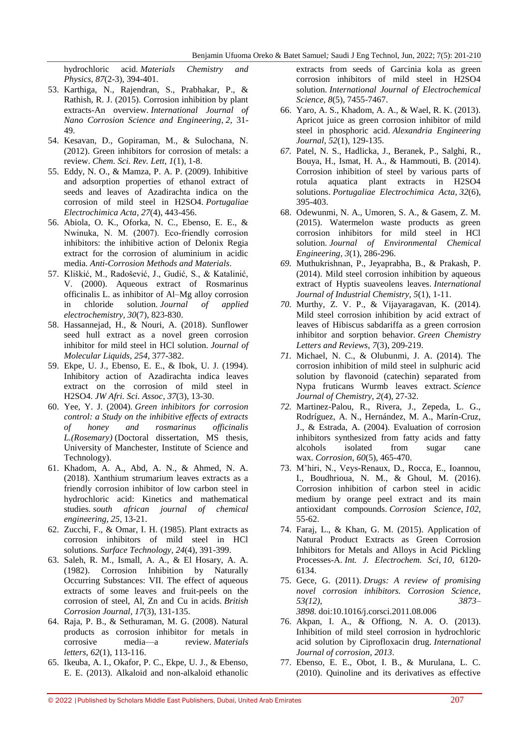hydrochloric acid. *Materials Chemistry and Physics*, *87*(2-3), 394-401.

53. Karthiga, N., Rajendran, S., Prabhakar, P., & Rathish, R. J. (2015). Corrosion inhibition by plant extracts-An overview. *International Journal of Nano Corrosion Science and Engineering*, *2*, 31-49.
54. Kesavan, D., Gopiraman, M., & Sulochana, N. (2012). Green inhibitors for corrosion of metals: a review. *Chem. Sci. Rev. Lett*, *1*(1), 1-8.
55. Eddy, N. O., & Mamza, P. A. P. (2009). Inhibitive and adsorption properties of ethanol extract of seeds and leaves of Azadirachta indica on the corrosion of mild steel in H2SO4. *Portugaliae Electrochimica Acta*, *27*(4), 443-456.
56. Abiola, O. K., Oforka, N. C., Ebenso, E. E., & Nwinuka, N. M. (2007). Eco‐friendly corrosion inhibitors: the inhibitive action of Delonix Regia extract for the corrosion of aluminium in acidic media. *Anti-Corrosion Methods and Materials*.
57. Kliškić, M., Radošević, J., Gudić, S., & Katalinić, V. (2000). Aqueous extract of Rosmarinus officinalis L. as inhibitor of Al–Mg alloy corrosion in chloride solution. *Journal of applied electrochemistry*, *30*(7), 823-830.
58. Hassannejad, H., & Nouri, A. (2018). Sunflower seed hull extract as a novel green corrosion inhibitor for mild steel in HCl solution. *Journal of Molecular Liquids*, *254*, 377-382.
59. Ekpe, U. J., Ebenso, E. E., & Ibok, U. J. (1994). Inhibitory action of Azadirachta indica leaves extract on the corrosion of mild steel in H2SO4. *JW Afri. Sci. Assoc*, *37*(3), 13-30.
60. Yee, Y. J. (2004). *Green inhibitors for corrosion control: a Study on the inhibitive effects of extracts of honey and rosmarinus officinalis L.(Rosemary)* (Doctoral dissertation, MS thesis, University of Manchester, Institute of Science and Technology).
61. Khadom, A. A., Abd, A. N., & Ahmed, N. A. (2018). Xanthium strumarium leaves extracts as a friendly corrosion inhibitor of low carbon steel in hydrochloric acid: Kinetics and mathematical studies. *south african journal of chemical engineering*, *25*, 13-21.
62. Zucchi, F., & Omar, I. H. (1985). Plant extracts as corrosion inhibitors of mild steel in HCl solutions. *Surface Technology*, *24*(4), 391-399.
63. Saleh, R. M., Ismall, A. A., & El Hosary, A. A. (1982). Corrosion Inhibition by Naturally Occurring Substances: VII. The effect of aqueous extracts of some leaves and fruit-peels on the corrosion of steel, Al, Zn and Cu in acids. *British Corrosion Journal*, *17*(3), 131-135.
64. Raja, P. B., & Sethuraman, M. G. (2008). Natural products as corrosion inhibitor for metals in corrosive media—a review. *Materials letters*, *62*(1), 113-116.
65. Ikeuba, A. I., Okafor, P. C., Ekpe, U. J., & Ebenso, E. E. (2013). Alkaloid and non-alkaloid ethanolic extracts from seeds of Garcinia kola as green corrosion inhibitors of mild steel in H2SO4 solution. *International Journal of Electrochemical Science*, *8*(5), 7455-7467.
66. Yaro, A. S., Khadom, A. A., & Wael, R. K. (2013). Apricot juice as green corrosion inhibitor of mild steel in phosphoric acid. *Alexandria Engineering Journal*, *52*(1), 129-135.
67. Patel, N. S., Hadlicka, J., Beranek, P., Salghi, R., Bouya, H., Ismat, H. A., & Hammouti, B. (2014). Corrosion inhibition of steel by various parts of rotula aquatica plant extracts in H2SO4 solutions. *Portugaliae Electrochimica Acta*, *32*(6), 395-403.
68. Odewunmi, N. A., Umoren, S. A., & Gasem, Z. M. (2015). Watermelon waste products as green corrosion inhibitors for mild steel in HCl solution. *Journal of Environmental Chemical Engineering*, *3*(1), 286-296.
69. Muthukrishnan, P., Jeyaprabha, B., & Prakash, P. (2014). Mild steel corrosion inhibition by aqueous extract of Hyptis suaveolens leaves. *International Journal of Industrial Chemistry*, *5*(1), 1-11.
70. Murthy, Z. V. P., & Vijayaragavan, K. (2014). Mild steel corrosion inhibition by acid extract of leaves of Hibiscus sabdariffa as a green corrosion inhibitor and sorption behavior. *Green Chemistry Letters and Reviews*, *7*(3), 209-219.
71. Michael, N. C., & Olubunmi, J. A. (2014). The corrosion inhibition of mild steel in sulphuric acid solution by flavonoid (catechin) separated from Nypa fruticans Wurmb leaves extract. *Science Journal of Chemistry*, *2*(4), 27-32.
72. Martinez-Palou, R., Rivera, J., Zepeda, L. G., Rodríguez, A. N., Hernández, M. A., Marín-Cruz, J., & Estrada, A. (2004). Evaluation of corrosion inhibitors synthesized from fatty acids and fatty alcohols isolated from sugar cane wax. *Corrosion*, *60*(5), 465-470.
73. M'hiri, N., Veys-Renaux, D., Rocca, E., Ioannou, I., Boudhrioua, N. M., & Ghoul, M. (2016). Corrosion inhibition of carbon steel in acidic medium by orange peel extract and its main antioxidant compounds. *Corrosion Science*, *102*, 55-62.
74. Faraj, L., & Khan, G. M. (2015). Application of Natural Product Extracts as Green Corrosion Inhibitors for Metals and Alloys in Acid Pickling Processes-A. *Int. J. Electrochem. Sci*, *10*, 6120-6134.
75. Gece, G. (2011). *Drugs: A review of promising novel corrosion inhibitors. Corrosion Science, 53(12), 3873–3898.* doi:10.1016/j.corsci.2011.08.006
76. Akpan, I. A., & Offiong, N. A. O. (2013). Inhibition of mild steel corrosion in hydrochloric acid solution by Ciprofloxacin drug. *International Journal of corrosion*, *2013*.
77. Ebenso, E. E., Obot, I. B., & Murulana, L. C. (2010). Quinoline and its derivatives as effective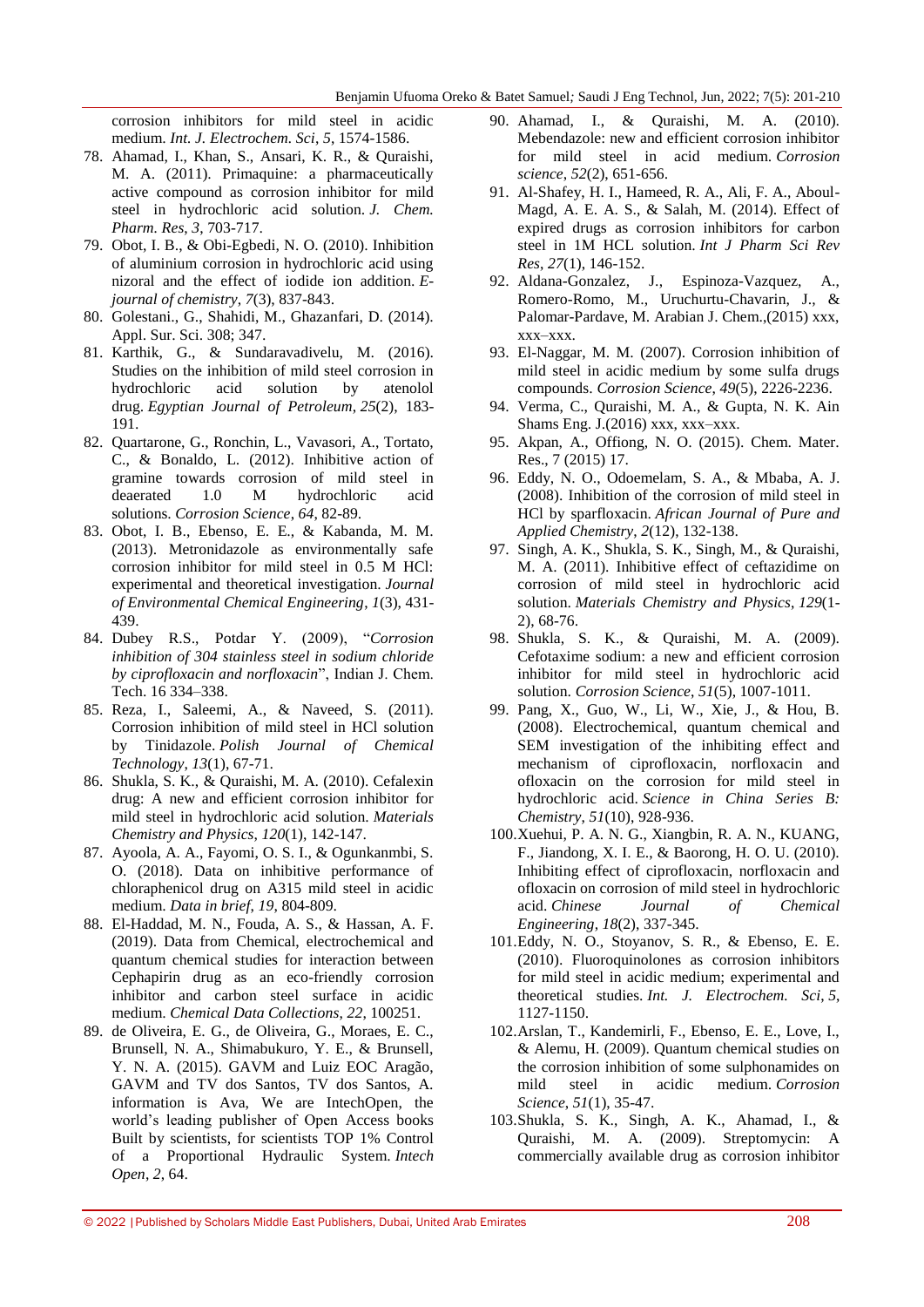corrosion inhibitors for mild steel in acidic medium. *Int. J. Electrochem. Sci*, *5*, 1574-1586.

78. Ahamad, I., Khan, S., Ansari, K. R., & Quraishi, M. A. (2011). Primaquine: a pharmaceutically active compound as corrosion inhibitor for mild steel in hydrochloric acid solution. *J. Chem. Pharm. Res*, *3*, 703-717.
79. Obot, I. B., & Obi-Egbedi, N. O. (2010). Inhibition of aluminium corrosion in hydrochloric acid using nizoral and the effect of iodide ion addition. *E-journal of chemistry*, *7*(3), 837-843.
80. Golestani., G., Shahidi, M., Ghazanfari, D. (2014). Appl. Sur. Sci. 308; 347.
81. Karthik, G., & Sundaravadivelu, M. (2016). Studies on the inhibition of mild steel corrosion in hydrochloric acid solution by atenolol drug. *Egyptian Journal of Petroleum*, *25*(2), 183-191.
82. Quartarone, G., Ronchin, L., Vavasori, A., Tortato, C., & Bonaldo, L. (2012). Inhibitive action of gramine towards corrosion of mild steel in deaerated 1.0 M hydrochloric acid solutions. *Corrosion Science*, *64*, 82-89.
83. Obot, I. B., Ebenso, E. E., & Kabanda, M. M. (2013). Metronidazole as environmentally safe corrosion inhibitor for mild steel in 0.5 M HCl: experimental and theoretical investigation. *Journal of Environmental Chemical Engineering*, *1*(3), 431-439.
84. Dubey R.S., Potdar Y. (2009), "*Corrosion inhibition of 304 stainless steel in sodium chloride by ciprofloxacin and norfloxacin*", Indian J. Chem. Tech. 16 334–338.
85. Reza, I., Saleemi, A., & Naveed, S. (2011). Corrosion inhibition of mild steel in HCl solution by Tinidazole. *Polish Journal of Chemical Technology*, *13*(1), 67-71.
86. Shukla, S. K., & Quraishi, M. A. (2010). Cefalexin drug: A new and efficient corrosion inhibitor for mild steel in hydrochloric acid solution. *Materials Chemistry and Physics*, *120*(1), 142-147.
87. Ayoola, A. A., Fayomi, O. S. I., & Ogunkanmbi, S. O. (2018). Data on inhibitive performance of chloraphenicol drug on A315 mild steel in acidic medium. *Data in brief*, *19*, 804-809.
88. El-Haddad, M. N., Fouda, A. S., & Hassan, A. F. (2019). Data from Chemical, electrochemical and quantum chemical studies for interaction between Cephapirin drug as an eco-friendly corrosion inhibitor and carbon steel surface in acidic medium. *Chemical Data Collections*, *22*, 100251.
89. de Oliveira, E. G., de Oliveira, G., Moraes, E. C., Brunsell, N. A., Shimabukuro, Y. E., & Brunsell, Y. N. A. (2015). GAVM and Luiz EOC Aragão, GAVM and TV dos Santos, TV dos Santos, A. information is Ava, We are IntechOpen, the world's leading publisher of Open Access books Built by scientists, for scientists TOP 1% Control of a Proportional Hydraulic System. *Intech Open*, *2*, 64.
90. Ahamad, I., & Quraishi, M. A. (2010). Mebendazole: new and efficient corrosion inhibitor for mild steel in acid medium. *Corrosion science*, *52*(2), 651-656.
91. Al-Shafey, H. I., Hameed, R. A., Ali, F. A., Aboul-Magd, A. E. A. S., & Salah, M. (2014). Effect of expired drugs as corrosion inhibitors for carbon steel in 1M HCL solution. *Int J Pharm Sci Rev Res*, *27*(1), 146-152.
92. Aldana-Gonzalez, J., Espinoza-Vazquez, A., Romero-Romo, M., Uruchurtu-Chavarin, J., & Palomar-Pardave, M. Arabian J. Chem.,(2015) xxx, xxx–xxx.
93. El-Naggar, M. M. (2007). Corrosion inhibition of mild steel in acidic medium by some sulfa drugs compounds. *Corrosion Science*, *49*(5), 2226-2236.
94. Verma, C., Quraishi, M. A., & Gupta, N. K. Ain Shams Eng. J.(2016) xxx, xxx–xxx.
95. Akpan, A., Offiong, N. O. (2015). Chem. Mater. Res., 7 (2015) 17.
96. Eddy, N. O., Odoemelam, S. A., & Mbaba, A. J. (2008). Inhibition of the corrosion of mild steel in HCl by sparfloxacin. *African Journal of Pure and Applied Chemistry*, *2*(12), 132-138.
97. Singh, A. K., Shukla, S. K., Singh, M., & Quraishi, M. A. (2011). Inhibitive effect of ceftazidime on corrosion of mild steel in hydrochloric acid solution. *Materials Chemistry and Physics*, *129*(1-2), 68-76.
98. Shukla, S. K., & Quraishi, M. A. (2009). Cefotaxime sodium: a new and efficient corrosion inhibitor for mild steel in hydrochloric acid solution. *Corrosion Science*, *51*(5), 1007-1011.
99. Pang, X., Guo, W., Li, W., Xie, J., & Hou, B. (2008). Electrochemical, quantum chemical and SEM investigation of the inhibiting effect and mechanism of ciprofloxacin, norfloxacin and ofloxacin on the corrosion for mild steel in hydrochloric acid. *Science in China Series B: Chemistry*, *51*(10), 928-936.
100. Xuehui, P. A. N. G., Xiangbin, R. A. N., KUANG, F., Jiandong, X. I. E., & Baorong, H. O. U. (2010). Inhibiting effect of ciprofloxacin, norfloxacin and ofloxacin on corrosion of mild steel in hydrochloric acid. *Chinese Journal of Chemical Engineering*, *18*(2), 337-345.
101. Eddy, N. O., Stoyanov, S. R., & Ebenso, E. E. (2010). Fluoroquinolones as corrosion inhibitors for mild steel in acidic medium; experimental and theoretical studies. *Int. J. Electrochem. Sci*, *5*, 1127-1150.
102. Arslan, T., Kandemirli, F., Ebenso, E. E., Love, I., & Alemu, H. (2009). Quantum chemical studies on the corrosion inhibition of some sulphonamides on mild steel in acidic medium. *Corrosion Science*, *51*(1), 35-47.
103. Shukla, S. K., Singh, A. K., Ahamad, I., & Quraishi, M. A. (2009). Streptomycin: A commercially available drug as corrosion inhibitor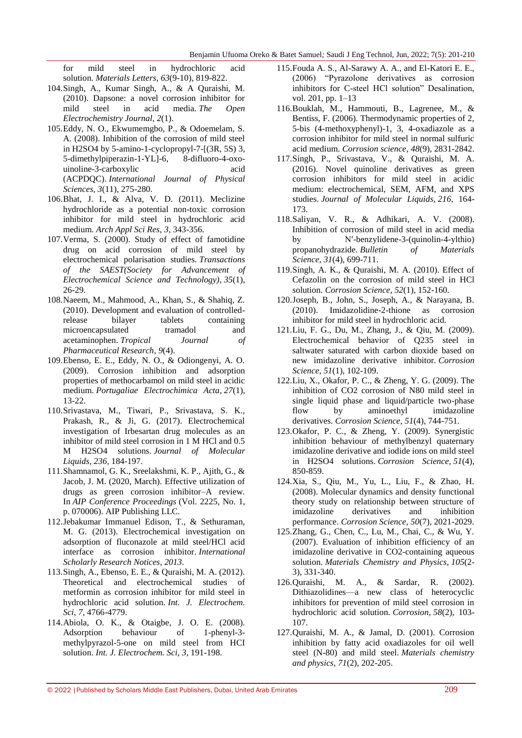for mild steel in hydrochloric acid solution. *Materials Letters*, *63*(9-10), 819-822.

104. Singh, A., Kumar Singh, A., & A Quraishi, M. (2010). Dapsone: a novel corrosion inhibitor for mild steel in acid media. *The Open Electrochemistry Journal*, *2*(1).

105. Eddy, N. O., Ekwumemgbo, P., & Odoemelam, S. A. (2008). Inhibition of the corrosion of mild steel in H2SO4 by 5-amino-1-cyclopropyl-7-[(3R, 5S) 3, 5-dimethylpiperazin-1-YL]-6, 8-difluoro-4-oxo-uinoline-3-carboxylic acid (ACPDQC). *International Journal of Physical Sciences*, *3*(11), 275-280.

106. Bhat, J. I., & Alva, V. D. (2011). Meclizine hydrochloride as a potential non-toxic corrosion inhibitor for mild steel in hydrochloric acid medium. *Arch Appl Sci Res*, *3*, 343-356.

107. Verma, S. (2000). Study of effect of famotidine drug on acid corrosion of mild steel by electrochemical polarisation studies. *Transactions of the SAEST(Society for Advancement of Electrochemical Science and Technology)*, *35*(1), 26-29.

108. Naeem, M., Mahmood, A., Khan, S., & Shahiq, Z. (2010). Development and evaluation of controlled-release bilayer tablets containing microencapsulated tramadol and acetaminophen. *Tropical Journal of Pharmaceutical Research*, *9*(4).

109. Ebenso, E. E., Eddy, N. O., & Odiongenyi, A. O. (2009). Corrosion inhibition and adsorption properties of methocarbamol on mild steel in acidic medium. *Portugaliae Electrochimica Acta*, *27*(1), 13-22.

110. Srivastava, M., Tiwari, P., Srivastava, S. K., Prakash, R., & Ji, G. (2017). Electrochemical investigation of Irbesartan drug molecules as an inhibitor of mild steel corrosion in 1 M HCl and 0.5 M H2SO4 solutions. *Journal of Molecular Liquids*, *236*, 184-197.

111. Shamnamol, G. K., Sreelakshmi, K. P., Ajith, G., & Jacob, J. M. (2020, March). Effective utilization of drugs as green corrosion inhibitor–A review. In *AIP Conference Proceedings* (Vol. 2225, No. 1, p. 070006). AIP Publishing LLC.

112. Jebakumar Immanuel Edison, T., & Sethuraman, M. G. (2013). Electrochemical investigation on adsorption of fluconazole at mild steel/HCl acid interface as corrosion inhibitor. *International Scholarly Research Notices*, *2013*.

113. Singh, A., Ebenso, E. E., & Quraishi, M. A. (2012). Theoretical and electrochemical studies of metformin as corrosion inhibitor for mild steel in hydrochloric acid solution. *Int. J. Electrochem. Sci*, *7*, 4766-4779.

114. Abiola, O. K., & Otaigbe, J. O. E. (2008). Adsorption behaviour of 1-phenyl-3-methylpyrazol-5-one on mild steel from HCI solution. *Int. J. Electrochem. Sci*, *3*, 191-198.

115. Fouda A. S., Al-Sarawy A. A., and El-Katori E. E., (2006) "Pyrazolone derivatives as corrosion inhibitors for C-steel HCl solution" Desalination, vol. 201, pp. 1–13

116. Bouklah, M., Hammouti, B., Lagrenee, M., & Bentiss, F. (2006). Thermodynamic properties of 2, 5-bis (4-methoxyphenyl)-1, 3, 4-oxadiazole as a corrosion inhibitor for mild steel in normal sulfuric acid medium. *Corrosion science*, *48*(9), 2831-2842.

117. Singh, P., Srivastava, V., & Quraishi, M. A. (2016). Novel quinoline derivatives as green corrosion inhibitors for mild steel in acidic medium: electrochemical, SEM, AFM, and XPS studies. *Journal of Molecular Liquids*, *216*, 164-173.

118. Saliyan, V. R., & Adhikari, A. V. (2008). Inhibition of corrosion of mild steel in acid media by N′-benzylidene-3-(quinolin-4-ylthio) propanohydrazide. *Bulletin of Materials Science*, *31*(4), 699-711.

119. Singh, A. K., & Quraishi, M. A. (2010). Effect of Cefazolin on the corrosion of mild steel in HCl solution. *Corrosion Science*, *52*(1), 152-160.

120. Joseph, B., John, S., Joseph, A., & Narayana, B. (2010). Imidazolidine-2-thione as corrosion inhibitor for mild steel in hydrochloric acid.

121. Liu, F. G., Du, M., Zhang, J., & Qiu, M. (2009). Electrochemical behavior of Q235 steel in saltwater saturated with carbon dioxide based on new imidazoline derivative inhibitor. *Corrosion Science*, *51*(1), 102-109.

122. Liu, X., Okafor, P. C., & Zheng, Y. G. (2009). The inhibition of CO2 corrosion of N80 mild steel in single liquid phase and liquid/particle two-phase flow by aminoethyl imidazoline derivatives. *Corrosion Science*, *51*(4), 744-751.

123. Okafor, P. C., & Zheng, Y. (2009). Synergistic inhibition behaviour of methylbenzyl quaternary imidazoline derivative and iodide ions on mild steel in H2SO4 solutions. *Corrosion Science*, *51*(4), 850-859.

124. Xia, S., Qiu, M., Yu, L., Liu, F., & Zhao, H. (2008). Molecular dynamics and density functional theory study on relationship between structure of imidazoline derivatives and inhibition performance. *Corrosion Science*, *50*(7), 2021-2029.

125. Zhang, G., Chen, C., Lu, M., Chai, C., & Wu, Y. (2007). Evaluation of inhibition efficiency of an imidazoline derivative in CO2-containing aqueous solution. *Materials Chemistry and Physics*, *105*(2-3), 331-340.

126. Quraishi, M. A., & Sardar, R. (2002). Dithiazolidines—a new class of heterocyclic inhibitors for prevention of mild steel corrosion in hydrochloric acid solution. *Corrosion*, *58*(2), 103-107.

127. Quraishi, M. A., & Jamal, D. (2001). Corrosion inhibition by fatty acid oxadiazoles for oil well steel (N-80) and mild steel. *Materials chemistry and physics*, *71*(2), 202-205.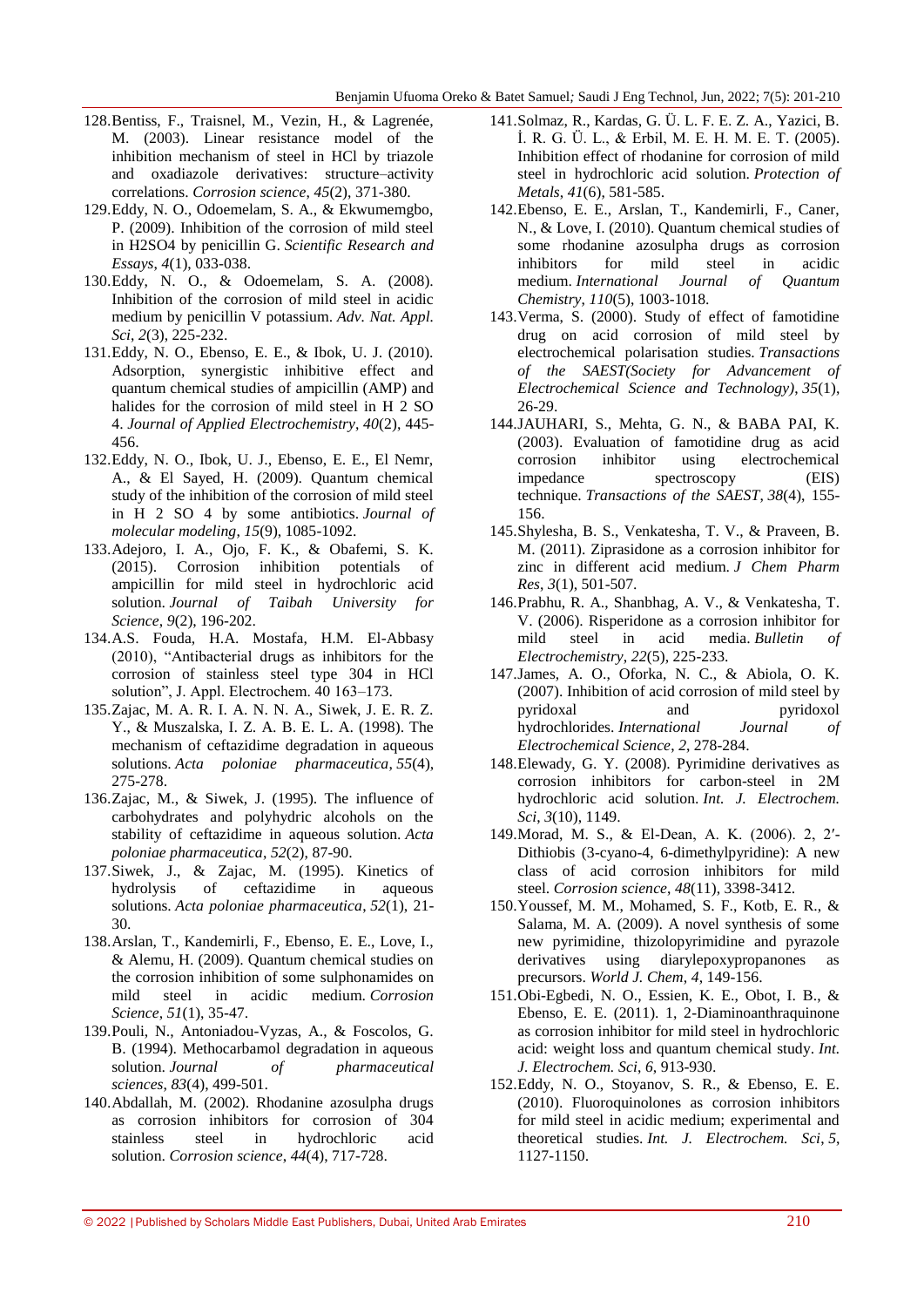128. Bentiss, F., Traisnel, M., Vezin, H., & Lagrenée, M. (2003). Linear resistance model of the inhibition mechanism of steel in HCl by triazole and oxadiazole derivatives: structure–activity correlations. *Corrosion science*, *45*(2), 371-380.
129. Eddy, N. O., Odoemelam, S. A., & Ekwumemgbo, P. (2009). Inhibition of the corrosion of mild steel in H2SO4 by penicillin G. *Scientific Research and Essays*, *4*(1), 033-038.
130. Eddy, N. O., & Odoemelam, S. A. (2008). Inhibition of the corrosion of mild steel in acidic medium by penicillin V potassium. *Adv. Nat. Appl. Sci*, *2*(3), 225-232.
131. Eddy, N. O., Ebenso, E. E., & Ibok, U. J. (2010). Adsorption, synergistic inhibitive effect and quantum chemical studies of ampicillin (AMP) and halides for the corrosion of mild steel in H 2 SO 4. *Journal of Applied Electrochemistry*, *40*(2), 445-456.
132. Eddy, N. O., Ibok, U. J., Ebenso, E. E., El Nemr, A., & El Sayed, H. (2009). Quantum chemical study of the inhibition of the corrosion of mild steel in H 2 SO 4 by some antibiotics. *Journal of molecular modeling*, *15*(9), 1085-1092.
133. Adejoro, I. A., Ojo, F. K., & Obafemi, S. K. (2015). Corrosion inhibition potentials of ampicillin for mild steel in hydrochloric acid solution. *Journal of Taibah University for Science*, *9*(2), 196-202.
134. A.S. Fouda, H.A. Mostafa, H.M. El-Abbasy (2010), "Antibacterial drugs as inhibitors for the corrosion of stainless steel type 304 in HCl solution", J. Appl. Electrochem. 40 163–173.
135. Zajac, M. A. R. I. A. N. N. A., Siwek, J. E. R. Z. Y., & Muszalska, I. Z. A. B. E. L. A. (1998). The mechanism of ceftazidime degradation in aqueous solutions. *Acta poloniae pharmaceutica*, *55*(4), 275-278.
136. Zajac, M., & Siwek, J. (1995). The influence of carbohydrates and polyhydric alcohols on the stability of ceftazidime in aqueous solution. *Acta poloniae pharmaceutica*, *52*(2), 87-90.
137. Siwek, J., & Zajac, M. (1995). Kinetics of hydrolysis of ceftazidime in aqueous solutions. *Acta poloniae pharmaceutica*, *52*(1), 21-30.
138. Arslan, T., Kandemirli, F., Ebenso, E. E., Love, I., & Alemu, H. (2009). Quantum chemical studies on the corrosion inhibition of some sulphonamides on mild steel in acidic medium. *Corrosion Science*, *51*(1), 35-47.
139. Pouli, N., Antoniadou-Vyzas, A., & Foscolos, G. B. (1994). Methocarbamol degradation in aqueous solution. *Journal of pharmaceutical sciences*, *83*(4), 499-501.
140. Abdallah, M. (2002). Rhodanine azosulpha drugs as corrosion inhibitors for corrosion of 304 stainless steel in hydrochloric acid solution. *Corrosion science*, *44*(4), 717-728.
141. Solmaz, R., Kardas, G. Ü. L. F. E. Z. A., Yazici, B. İ. R. G. Ü. L., & Erbil, M. E. H. M. E. T. (2005). Inhibition effect of rhodanine for corrosion of mild steel in hydrochloric acid solution. *Protection of Metals*, *41*(6), 581-585.
142. Ebenso, E. E., Arslan, T., Kandemirli, F., Caner, N., & Love, I. (2010). Quantum chemical studies of some rhodanine azosulpha drugs as corrosion inhibitors for mild steel in acidic medium. *International Journal of Quantum Chemistry*, *110*(5), 1003-1018.
143. Verma, S. (2000). Study of effect of famotidine drug on acid corrosion of mild steel by electrochemical polarisation studies. *Transactions of the SAEST(Society for Advancement of Electrochemical Science and Technology)*, *35*(1), 26-29.
144. JAUHARI, S., Mehta, G. N., & BABA PAI, K. (2003). Evaluation of famotidine drug as acid corrosion inhibitor using electrochemical impedance spectroscopy (EIS) technique. *Transactions of the SAEST*, *38*(4), 155-156.
145. Shylesha, B. S., Venkatesha, T. V., & Praveen, B. M. (2011). Ziprasidone as a corrosion inhibitor for zinc in different acid medium. *J Chem Pharm Res*, *3*(1), 501-507.
146. Prabhu, R. A., Shanbhag, A. V., & Venkatesha, T. V. (2006). Risperidone as a corrosion inhibitor for mild steel in acid media. *Bulletin of Electrochemistry*, *22*(5), 225-233.
147. James, A. O., Oforka, N. C., & Abiola, O. K. (2007). Inhibition of acid corrosion of mild steel by pyridoxal and pyridoxol hydrochlorides. *International Journal of Electrochemical Science*, *2*, 278-284.
148. Elewady, G. Y. (2008). Pyrimidine derivatives as corrosion inhibitors for carbon-steel in 2M hydrochloric acid solution. *Int. J. Electrochem. Sci*, *3*(10), 1149.
149. Morad, M. S., & El-Dean, A. K. (2006). 2, 2′-Dithiobis (3-cyano-4, 6-dimethylpyridine): A new class of acid corrosion inhibitors for mild steel. *Corrosion science*, *48*(11), 3398-3412.
150. Youssef, M. M., Mohamed, S. F., Kotb, E. R., & Salama, M. A. (2009). A novel synthesis of some new pyrimidine, thizolopyrimidine and pyrazole derivatives using diarylepoxypropanones as precursors. *World J. Chem*, *4*, 149-156.
151. Obi-Egbedi, N. O., Essien, K. E., Obot, I. B., & Ebenso, E. E. (2011). 1, 2-Diaminoanthraquinone as corrosion inhibitor for mild steel in hydrochloric acid: weight loss and quantum chemical study. *Int. J. Electrochem. Sci*, *6*, 913-930.
152. Eddy, N. O., Stoyanov, S. R., & Ebenso, E. E. (2010). Fluoroquinolones as corrosion inhibitors for mild steel in acidic medium; experimental and theoretical studies. *Int. J. Electrochem. Sci*, *5*, 1127-1150.